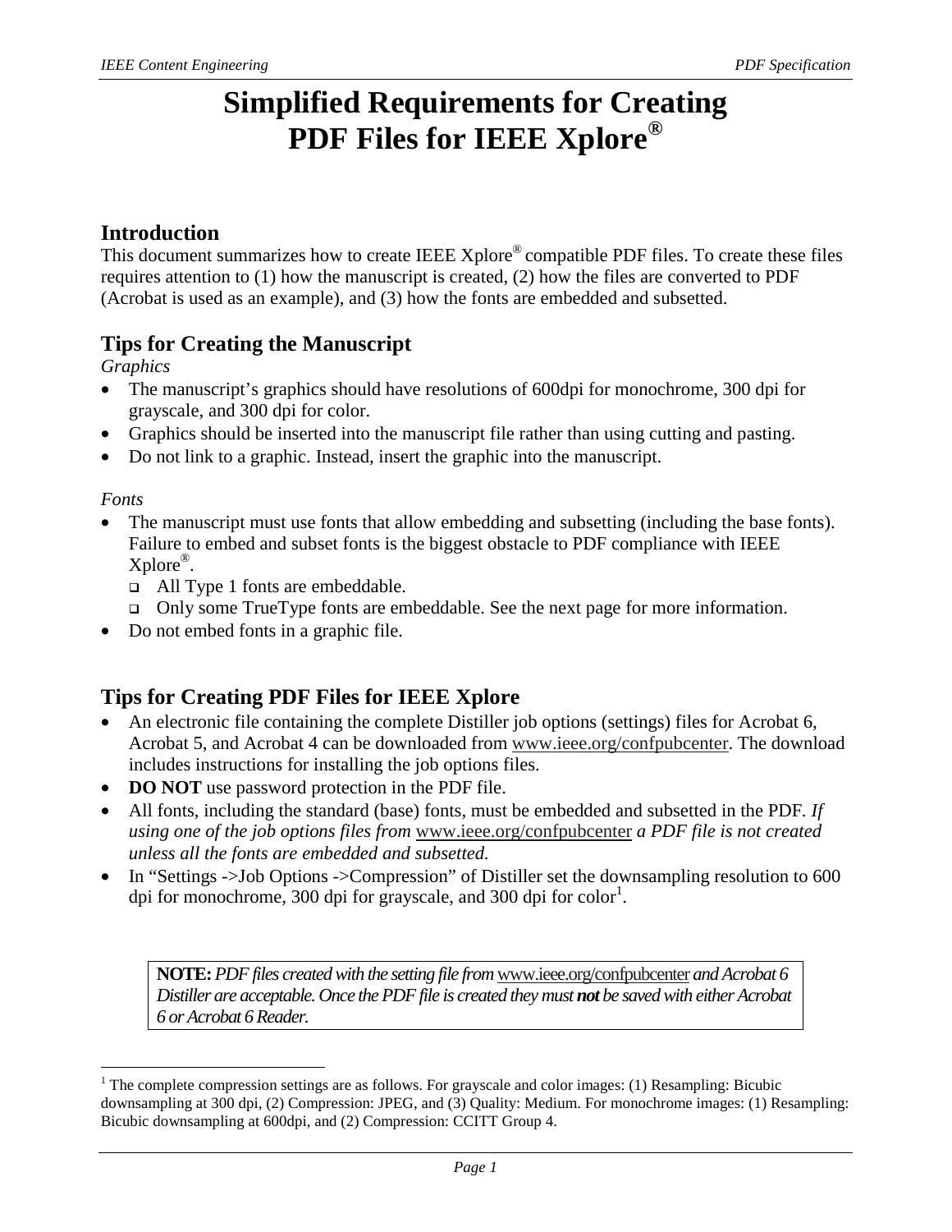# Simplified Requirements for Creating PDF Files for IEEE Xplore®

## Introduction

This document summarizes how to create IEEE Xplore® compatible PDF files. To create these files requires attention to (1) how the manuscript is created, (2) how the files are converted to PDF (Acrobat is used as an example), and (3) how the fonts are embedded and subsetted.

## Tips for Creating the Manuscript

*Graphics*

- The manuscript's graphics should have resolutions of 600dpi for monochrome, 300 dpi for grayscale, and 300 dpi for color.
- Graphics should be inserted into the manuscript file rather than using cutting and pasting.
- Do not link to a graphic. Instead, insert the graphic into the manuscript.

*Fonts*

- The manuscript must use fonts that allow embedding and subsetting (including the base fonts). Failure to embed and subset fonts is the biggest obstacle to PDF compliance with IEEE Xplore®.
  - All Type 1 fonts are embeddable.
  - Only some TrueType fonts are embeddable. See the next page for more information.
- Do not embed fonts in a graphic file.

## Tips for Creating PDF Files for IEEE Xplore

- An electronic file containing the complete Distiller job options (settings) files for Acrobat 6, Acrobat 5, and Acrobat 4 can be downloaded from www.ieee.org/confpubcenter. The download includes instructions for installing the job options files.
- **DO NOT** use password protection in the PDF file.
- All fonts, including the standard (base) fonts, must be embedded and subsetted in the PDF. *If using one of the job options files from* www.ieee.org/confpubcenter *a PDF file is not created unless all the fonts are embedded and subsetted.*
- In "Settings ->Job Options ->Compression" of Distiller set the downsampling resolution to 600 dpi for monochrome, 300 dpi for grayscale, and 300 dpi for color[1].

> **NOTE:** *PDF files created with the setting file from* www.ieee.org/confpubcenter *and Acrobat 6 Distiller are acceptable. Once the PDF file is created they must* ***not*** *be saved with either Acrobat 6 or Acrobat 6 Reader.*

[1] The complete compression settings are as follows. For grayscale and color images: (1) Resampling: Bicubic downsampling at 300 dpi, (2) Compression: JPEG, and (3) Quality: Medium. For monochrome images: (1) Resampling: Bicubic downsampling at 600dpi, and (2) Compression: CCITT Group 4.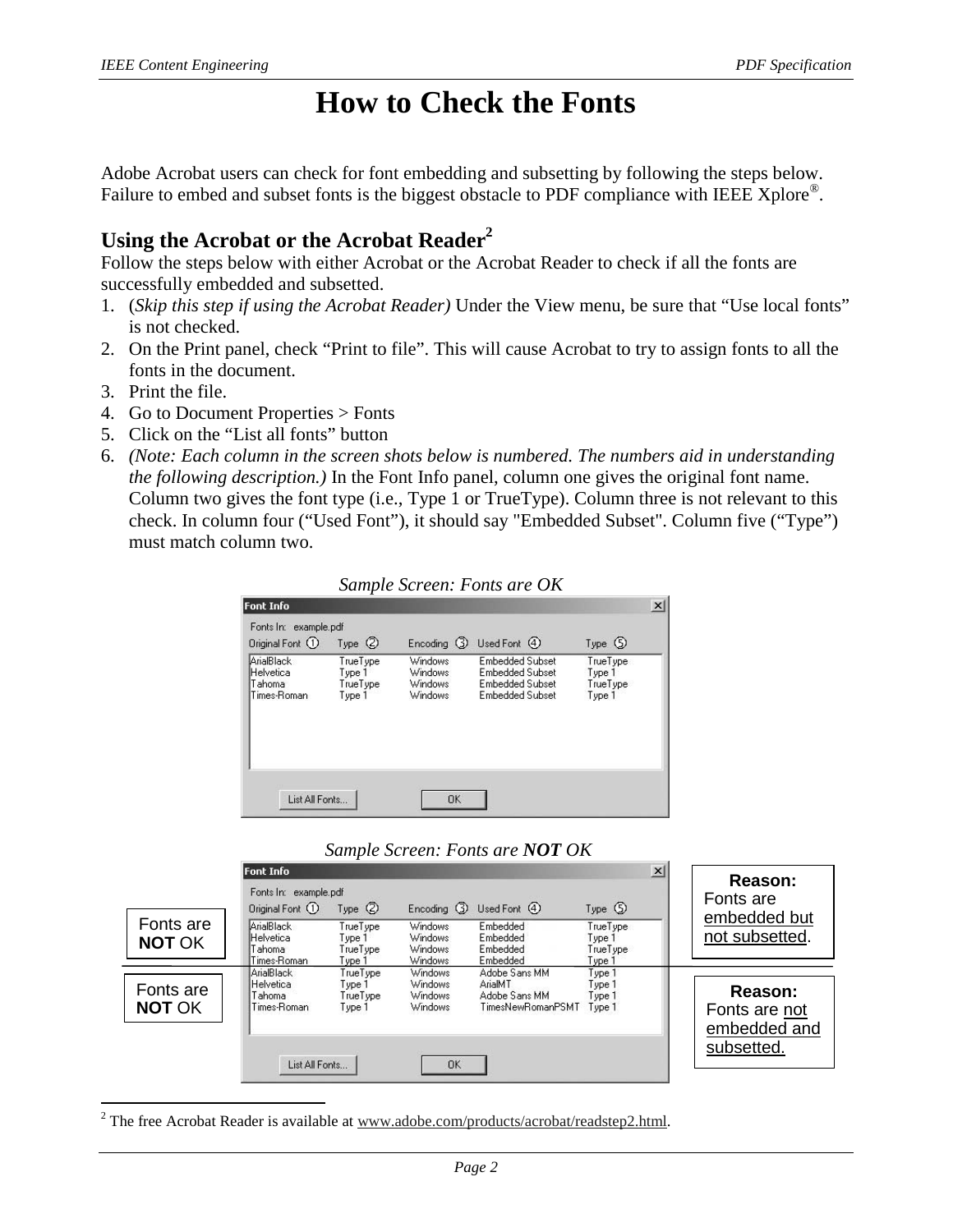# How to Check the Fonts

Adobe Acrobat users can check for font embedding and subsetting by following the steps below. Failure to embed and subset fonts is the biggest obstacle to PDF compliance with IEEE Xplore®.

## Using the Acrobat or the Acrobat Reader[2]

Follow the steps below with either Acrobat or the Acrobat Reader to check if all the fonts are successfully embedded and subsetted.

1. (*Skip this step if using the Acrobat Reader)* Under the View menu, be sure that "Use local fonts" is not checked.
2. On the Print panel, check "Print to file". This will cause Acrobat to try to assign fonts to all the fonts in the document.
3. Print the file.
4. Go to Document Properties > Fonts
5. Click on the "List all fonts" button
6. *(Note: Each column in the screen shots below is numbered. The numbers aid in understanding the following description.)* In the Font Info panel, column one gives the original font name. Column two gives the font type (i.e., Type 1 or TrueType). Column three is not relevant to this check. In column four ("Used Font"), it should say "Embedded Subset". Column five ("Type") must match column two.

*Sample Screen: Fonts are OK*

Font Info

Fonts In: example.pdf

| Original Font ① | Type ② | Encoding ③ | Used Font ④ | Type ⑤ |
|---|---|---|---|---|
| ArialBlack | TrueType | Windows | Embedded Subset | TrueType |
| Helvetica | Type 1 | Windows | Embedded Subset | Type 1 |
| Tahoma | TrueType | Windows | Embedded Subset | TrueType |
| Times-Roman | Type 1 | Windows | Embedded Subset | Type 1 |

List All Fonts... OK

*Sample Screen: Fonts are **NOT** OK*

Font Info

Fonts In: example.pdf

| Original Font ① | Type ② | Encoding ③ | Used Font ④ | Type ⑤ |
|---|---|---|---|---|
| ArialBlack | TrueType | Windows | Embedded | TrueType |
| Helvetica | Type 1 | Windows | Embedded | Type 1 |
| Tahoma | TrueType | Windows | Embedded | TrueType |
| Times-Roman | Type 1 | Windows | Embedded | Type 1 |
| ArialBlack | TrueType | Windows | Adobe Sans MM | Type 1 |
| Helvetica | Type 1 | Windows | ArialMT | Type 1 |
| Tahoma | TrueType | Windows | Adobe Sans MM | Type 1 |
| Times-Roman | Type 1 | Windows | TimesNewRomanPSMT | Type 1 |

List All Fonts... OK

Fonts are **NOT** OK — **Reason:** Fonts are embedded but not subsetted.

Fonts are **NOT** OK — **Reason:** Fonts are not embedded and subsetted.

[2] The free Acrobat Reader is available at www.adobe.com/products/acrobat/readstep2.html.